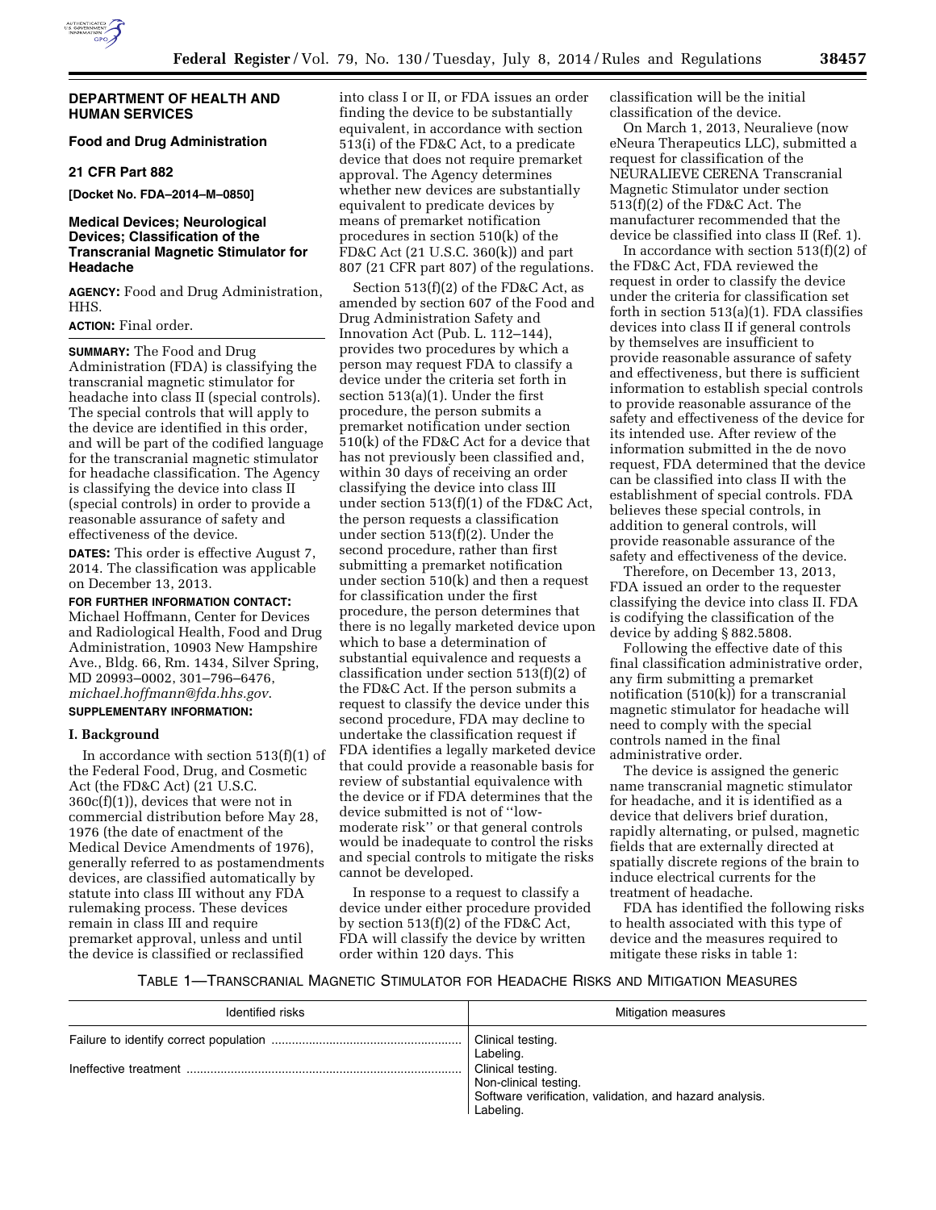**DEPARTMENT OF HEALTH AND HUMAN SERVICES**

**Food and Drug Administration**

**21 CFR Part 882**

**[Docket No. FDA–2014–M–0850]**

## Medical Devices; Neurological Devices; Classification of the Transcranial Magnetic Stimulator for Headache

**AGENCY:** Food and Drug Administration, HHS.

**ACTION:** Final order.

**SUMMARY:** The Food and Drug Administration (FDA) is classifying the transcranial magnetic stimulator for headache into class II (special controls). The special controls that will apply to the device are identified in this order, and will be part of the codified language for the transcranial magnetic stimulator for headache classification. The Agency is classifying the device into class II (special controls) in order to provide a reasonable assurance of safety and effectiveness of the device.

**DATES:** This order is effective August 7, 2014. The classification was applicable on December 13, 2013.

**FOR FURTHER INFORMATION CONTACT:** Michael Hoffmann, Center for Devices and Radiological Health, Food and Drug Administration, 10903 New Hampshire Ave., Bldg. 66, Rm. 1434, Silver Spring, MD 20993–0002, 301–796–6476, *michael.hoffmann@fda.hhs.gov.*

**SUPPLEMENTARY INFORMATION:**

### I. Background

In accordance with section 513(f)(1) of the Federal Food, Drug, and Cosmetic Act (the FD&C Act) (21 U.S.C. 360c(f)(1)), devices that were not in commercial distribution before May 28, 1976 (the date of enactment of the Medical Device Amendments of 1976), generally referred to as postamendments devices, are classified automatically by statute into class III without any FDA rulemaking process. These devices remain in class III and require premarket approval, unless and until the device is classified or reclassified into class I or II, or FDA issues an order finding the device to be substantially equivalent, in accordance with section 513(i) of the FD&C Act, to a predicate device that does not require premarket approval. The Agency determines whether new devices are substantially equivalent to predicate devices by means of premarket notification procedures in section 510(k) of the FD&C Act (21 U.S.C. 360(k)) and part 807 (21 CFR part 807) of the regulations.

Section 513(f)(2) of the FD&C Act, as amended by section 607 of the Food and Drug Administration Safety and Innovation Act (Pub. L. 112–144), provides two procedures by which a person may request FDA to classify a device under the criteria set forth in section 513(a)(1). Under the first procedure, the person submits a premarket notification under section 510(k) of the FD&C Act for a device that has not previously been classified and, within 30 days of receiving an order classifying the device into class III under section 513(f)(1) of the FD&C Act, the person requests a classification under section 513(f)(2). Under the second procedure, rather than first submitting a premarket notification under section 510(k) and then a request for classification under the first procedure, the person determines that there is no legally marketed device upon which to base a determination of substantial equivalence and requests a classification under section 513(f)(2) of the FD&C Act. If the person submits a request to classify the device under this second procedure, FDA may decline to undertake the classification request if FDA identifies a legally marketed device that could provide a reasonable basis for review of substantial equivalence with the device or if FDA determines that the device submitted is not of ''low-moderate risk'' or that general controls would be inadequate to control the risks and special controls to mitigate the risks cannot be developed.

In response to a request to classify a device under either procedure provided by section 513(f)(2) of the FD&C Act, FDA will classify the device by written order within 120 days. This classification will be the initial classification of the device.

On March 1, 2013, Neuralieve (now eNeura Therapeutics LLC), submitted a request for classification of the NEURALIEVE CERENA Transcranial Magnetic Stimulator under section 513(f)(2) of the FD&C Act. The manufacturer recommended that the device be classified into class II (Ref. 1).

In accordance with section 513(f)(2) of the FD&C Act, FDA reviewed the request in order to classify the device under the criteria for classification set forth in section 513(a)(1). FDA classifies devices into class II if general controls by themselves are insufficient to provide reasonable assurance of safety and effectiveness, but there is sufficient information to establish special controls to provide reasonable assurance of the safety and effectiveness of the device for its intended use. After review of the information submitted in the de novo request, FDA determined that the device can be classified into class II with the establishment of special controls. FDA believes these special controls, in addition to general controls, will provide reasonable assurance of the safety and effectiveness of the device.

Therefore, on December 13, 2013, FDA issued an order to the requester classifying the device into class II. FDA is codifying the classification of the device by adding § 882.5808.

Following the effective date of this final classification administrative order, any firm submitting a premarket notification (510(k)) for a transcranial magnetic stimulator for headache will need to comply with the special controls named in the final administrative order.

The device is assigned the generic name transcranial magnetic stimulator for headache, and it is identified as a device that delivers brief duration, rapidly alternating, or pulsed, magnetic fields that are externally directed at spatially discrete regions of the brain to induce electrical currents for the treatment of headache.

FDA has identified the following risks to health associated with this type of device and the measures required to mitigate these risks in table 1:

TABLE 1—TRANSCRANIAL MAGNETIC STIMULATOR FOR HEADACHE RISKS AND MITIGATION MEASURES

| Identified risks | Mitigation measures |
|---|---|
| Failure to identify correct population | Clinical testing.<br>Labeling. |
| Ineffective treatment | Clinical testing.<br>Non-clinical testing.<br>Software verification, validation, and hazard analysis.<br>Labeling. |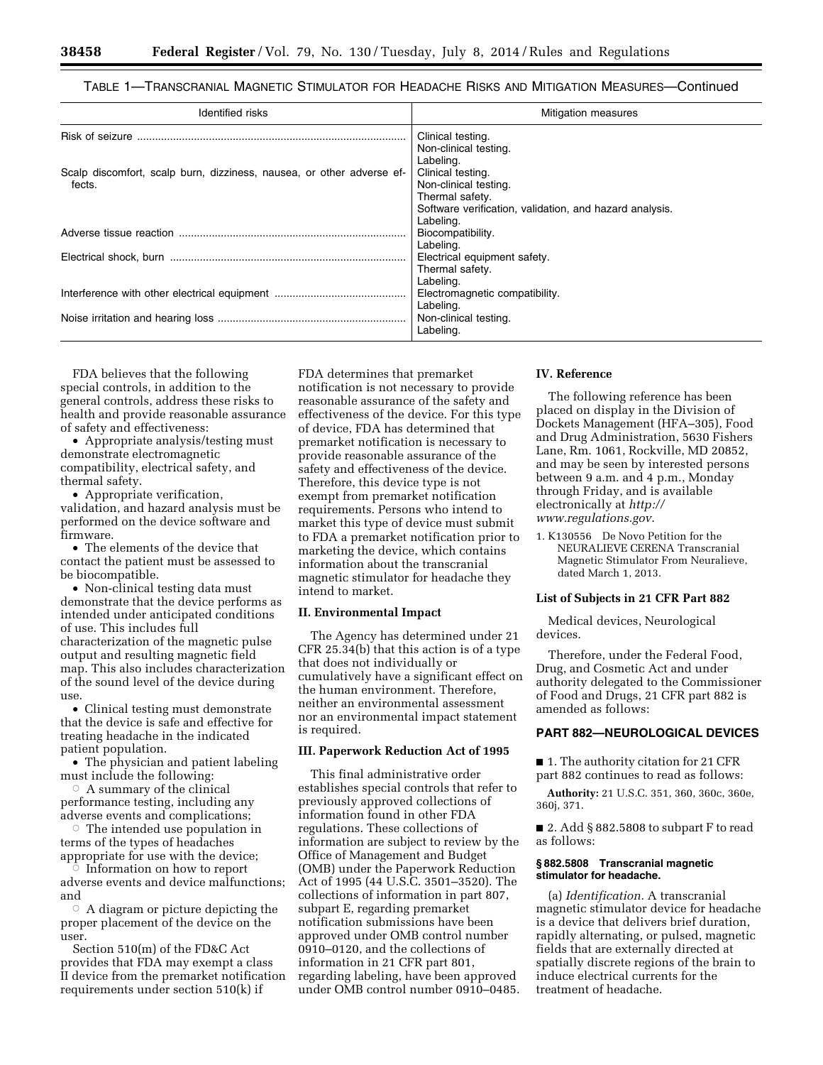TABLE 1—TRANSCRANIAL MAGNETIC STIMULATOR FOR HEADACHE RISKS AND MITIGATION MEASURES—Continued

| Identified risks | Mitigation measures |
| --- | --- |
| Risk of seizure | Clinical testing.<br>Non-clinical testing.<br>Labeling. |
| Scalp discomfort, scalp burn, dizziness, nausea, or other adverse effects. | Clinical testing.<br>Non-clinical testing.<br>Thermal safety.<br>Software verification, validation, and hazard analysis.<br>Labeling. |
| Adverse tissue reaction | Biocompatibility.<br>Labeling. |
| Electrical shock, burn | Electrical equipment safety.<br>Thermal safety.<br>Labeling. |
| Interference with other electrical equipment | Electromagnetic compatibility.<br>Labeling. |
| Noise irritation and hearing loss | Non-clinical testing.<br>Labeling. |

FDA believes that the following special controls, in addition to the general controls, address these risks to health and provide reasonable assurance of safety and effectiveness:

- Appropriate analysis/testing must demonstrate electromagnetic compatibility, electrical safety, and thermal safety.
- Appropriate verification, validation, and hazard analysis must be performed on the device software and firmware.
- The elements of the device that contact the patient must be assessed to be biocompatible.
- Non-clinical testing data must demonstrate that the device performs as intended under anticipated conditions of use. This includes full characterization of the magnetic pulse output and resulting magnetic field map. This also includes characterization of the sound level of the device during use.
- Clinical testing must demonstrate that the device is safe and effective for treating headache in the indicated patient population.
- The physician and patient labeling must include the following:
  - A summary of the clinical performance testing, including any adverse events and complications;
  - The intended use population in terms of the types of headaches appropriate for use with the device;
  - Information on how to report adverse events and device malfunctions; and
  - A diagram or picture depicting the proper placement of the device on the user.

Section 510(m) of the FD&C Act provides that FDA may exempt a class II device from the premarket notification requirements under section 510(k) if FDA determines that premarket notification is not necessary to provide reasonable assurance of the safety and effectiveness of the device. For this type of device, FDA has determined that premarket notification is necessary to provide reasonable assurance of the safety and effectiveness of the device. Therefore, this device type is not exempt from premarket notification requirements. Persons who intend to market this type of device must submit to FDA a premarket notification prior to marketing the device, which contains information about the transcranial magnetic stimulator for headache they intend to market.

## II. Environmental Impact

The Agency has determined under 21 CFR 25.34(b) that this action is of a type that does not individually or cumulatively have a significant effect on the human environment. Therefore, neither an environmental assessment nor an environmental impact statement is required.

## III. Paperwork Reduction Act of 1995

This final administrative order establishes special controls that refer to previously approved collections of information found in other FDA regulations. These collections of information are subject to review by the Office of Management and Budget (OMB) under the Paperwork Reduction Act of 1995 (44 U.S.C. 3501–3520). The collections of information in part 807, subpart E, regarding premarket notification submissions have been approved under OMB control number 0910–0120, and the collections of information in 21 CFR part 801, regarding labeling, have been approved under OMB control number 0910–0485.

## IV. Reference

The following reference has been placed on display in the Division of Dockets Management (HFA–305), Food and Drug Administration, 5630 Fishers Lane, Rm. 1061, Rockville, MD 20852, and may be seen by interested persons between 9 a.m. and 4 p.m., Monday through Friday, and is available electronically at *http://www.regulations.gov*.

1. K130556 De Novo Petition for the NEURALIEVE CERENA Transcranial Magnetic Stimulator From Neuralieve, dated March 1, 2013.

### List of Subjects in 21 CFR Part 882

Medical devices, Neurological devices.

Therefore, under the Federal Food, Drug, and Cosmetic Act and under authority delegated to the Commissioner of Food and Drugs, 21 CFR part 882 is amended as follows:

## PART 882—NEUROLOGICAL DEVICES

■ 1. The authority citation for 21 CFR part 882 continues to read as follows:

**Authority:** 21 U.S.C. 351, 360, 360c, 360e, 360j, 371.

■ 2. Add § 882.5808 to subpart F to read as follows:

### § 882.5808 Transcranial magnetic stimulator for headache.

(a) *Identification.* A transcranial magnetic stimulator device for headache is a device that delivers brief duration, rapidly alternating, or pulsed, magnetic fields that are externally directed at spatially discrete regions of the brain to induce electrical currents for the treatment of headache.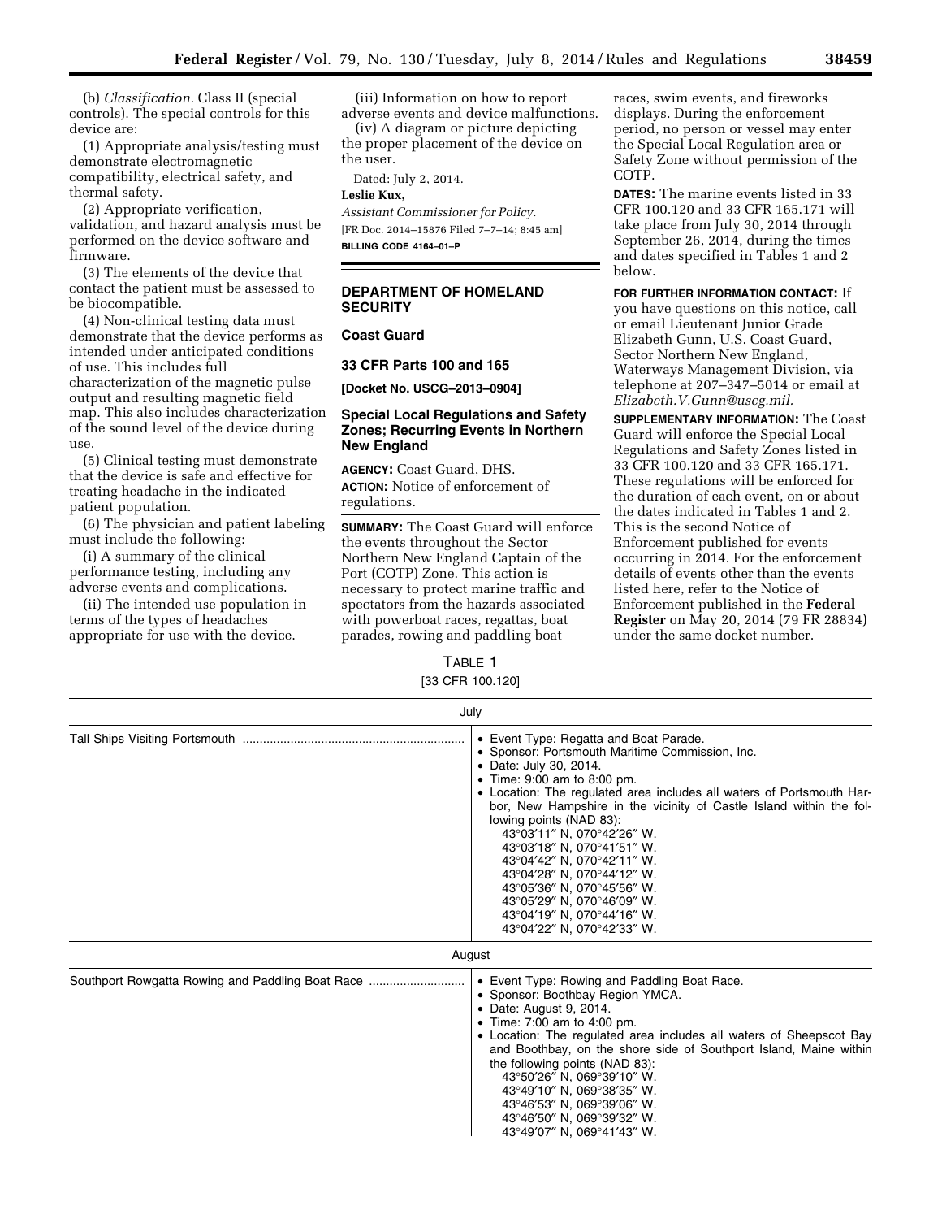(b) *Classification.* Class II (special controls). The special controls for this device are:

(1) Appropriate analysis/testing must demonstrate electromagnetic compatibility, electrical safety, and thermal safety.

(2) Appropriate verification, validation, and hazard analysis must be performed on the device software and firmware.

(3) The elements of the device that contact the patient must be assessed to be biocompatible.

(4) Non-clinical testing data must demonstrate that the device performs as intended under anticipated conditions of use. This includes full characterization of the magnetic pulse output and resulting magnetic field map. This also includes characterization of the sound level of the device during use.

(5) Clinical testing must demonstrate that the device is safe and effective for treating headache in the indicated patient population.

(6) The physician and patient labeling must include the following:

(i) A summary of the clinical performance testing, including any adverse events and complications.

(ii) The intended use population in terms of the types of headaches appropriate for use with the device.

(iii) Information on how to report adverse events and device malfunctions.

(iv) A diagram or picture depicting the proper placement of the device on the user.

Dated: July 2, 2014.

**Leslie Kux,**

*Assistant Commissioner for Policy.*

[FR Doc. 2014–15876 Filed 7–7–14; 8:45 am]

**BILLING CODE 4164–01–P**

---

## DEPARTMENT OF HOMELAND SECURITY

### Coast Guard

### 33 CFR Parts 100 and 165

**[Docket No. USCG–2013–0904]**

### Special Local Regulations and Safety Zones; Recurring Events in Northern New England

**AGENCY:** Coast Guard, DHS.

**ACTION:** Notice of enforcement of regulations.

**SUMMARY:** The Coast Guard will enforce the events throughout the Sector Northern New England Captain of the Port (COTP) Zone. This action is necessary to protect marine traffic and spectators from the hazards associated with powerboat races, regattas, boat parades, rowing and paddling boat races, swim events, and fireworks displays. During the enforcement period, no person or vessel may enter the Special Local Regulation area or Safety Zone without permission of the COTP.

**DATES:** The marine events listed in 33 CFR 100.120 and 33 CFR 165.171 will take place from July 30, 2014 through September 26, 2014, during the times and dates specified in Tables 1 and 2 below.

**FOR FURTHER INFORMATION CONTACT:** If you have questions on this notice, call or email Lieutenant Junior Grade Elizabeth Gunn, U.S. Coast Guard, Sector Northern New England, Waterways Management Division, via telephone at 207–347–5014 or email at *Elizabeth.V.Gunn@uscg.mil.*

**SUPPLEMENTARY INFORMATION:** The Coast Guard will enforce the Special Local Regulations and Safety Zones listed in 33 CFR 100.120 and 33 CFR 165.171. These regulations will be enforced for the duration of each event, on or about the dates indicated in Tables 1 and 2. This is the second Notice of Enforcement published for events occurring in 2014. For the enforcement details of events other than the events listed here, refer to the Notice of Enforcement published in the **Federal Register** on May 20, 2014 (79 FR 28834) under the same docket number.

TABLE 1

[33 CFR 100.120]

| | |
|---|---|
| **July** | |
| Tall Ships Visiting Portsmouth | • Event Type: Regatta and Boat Parade.<br>• Sponsor: Portsmouth Maritime Commission, Inc.<br>• Date: July 30, 2014.<br>• Time: 9:00 am to 8:00 pm.<br>• Location: The regulated area includes all waters of Portsmouth Harbor, New Hampshire in the vicinity of Castle Island within the following points (NAD 83):<br>43°03′11″ N, 070°42′26″ W.<br>43°03′18″ N, 070°41′51″ W.<br>43°04′42″ N, 070°42′11″ W.<br>43°04′28″ N, 070°44′12″ W.<br>43°05′36″ N, 070°45′56″ W.<br>43°05′29″ N, 070°46′09″ W.<br>43°04′19″ N, 070°44′16″ W.<br>43°04′22″ N, 070°42′33″ W. |
| **August** | |
| Southport Rowgatta Rowing and Paddling Boat Race | • Event Type: Rowing and Paddling Boat Race.<br>• Sponsor: Boothbay Region YMCA.<br>• Date: August 9, 2014.<br>• Time: 7:00 am to 4:00 pm.<br>• Location: The regulated area includes all waters of Sheepscot Bay and Boothbay, on the shore side of Southport Island, Maine within the following points (NAD 83):<br>43°50′26″ N, 069°39′10″ W.<br>43°49′10″ N, 069°38′35″ W.<br>43°46′53″ N, 069°39′06″ W.<br>43°46′50″ N, 069°39′32″ W.<br>43°49′07″ N, 069°41′43″ W. |